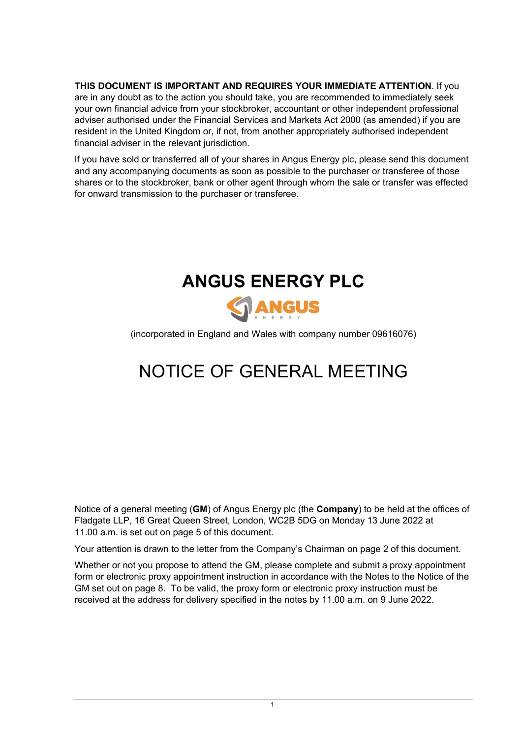**THIS DOCUMENT IS IMPORTANT AND REQUIRES YOUR IMMEDIATE ATTENTION**. If you are in any doubt as to the action you should take, you are recommended to immediately seek your own financial advice from your stockbroker, accountant or other independent professional adviser authorised under the Financial Services and Markets Act 2000 (as amended) if you are resident in the United Kingdom or, if not, from another appropriately authorised independent financial adviser in the relevant jurisdiction.

If you have sold or transferred all of your shares in Angus Energy plc, please send this document and any accompanying documents as soon as possible to the purchaser or transferee of those shares or to the stockbroker, bank or other agent through whom the sale or transfer was effected for onward transmission to the purchaser or transferee.

# ANGUS ENERGY PLC

ANGUS
ENERGY

(incorporated in England and Wales with company number 09616076)

# NOTICE OF GENERAL MEETING

Notice of a general meeting (**GM**) of Angus Energy plc (the **Company**) to be held at the offices of Fladgate LLP, 16 Great Queen Street, London, WC2B 5DG on Monday 13 June 2022 at 11.00 a.m. is set out on page 5 of this document.

Your attention is drawn to the letter from the Company's Chairman on page 2 of this document.

Whether or not you propose to attend the GM, please complete and submit a proxy appointment form or electronic proxy appointment instruction in accordance with the Notes to the Notice of the GM set out on page 8. To be valid, the proxy form or electronic proxy instruction must be received at the address for delivery specified in the notes by 11.00 a.m. on 9 June 2022.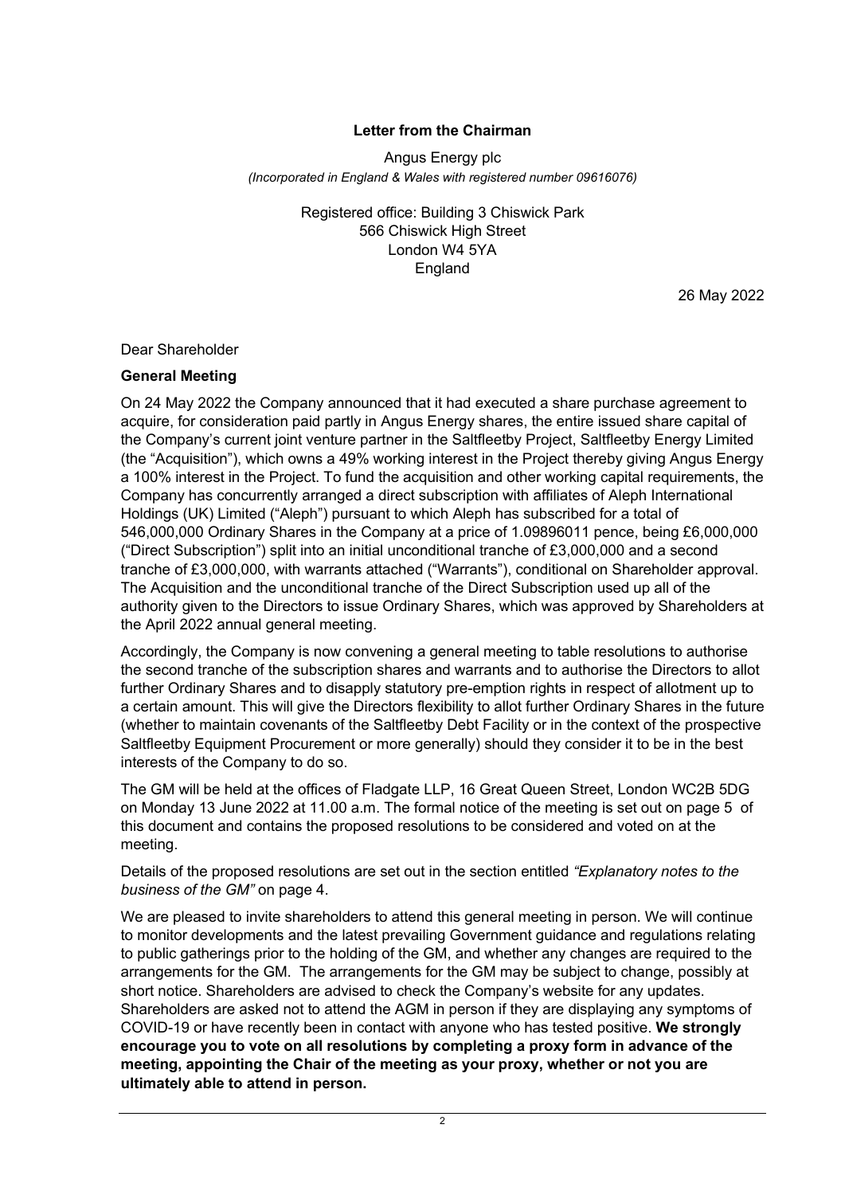## Letter from the Chairman

Angus Energy plc
*(Incorporated in England & Wales with registered number 09616076)*

Registered office: Building 3 Chiswick Park
566 Chiswick High Street
London W4 5YA
England

26 May 2022

Dear Shareholder

**General Meeting**

On 24 May 2022 the Company announced that it had executed a share purchase agreement to acquire, for consideration paid partly in Angus Energy shares, the entire issued share capital of the Company's current joint venture partner in the Saltfleetby Project, Saltfleetby Energy Limited (the "Acquisition"), which owns a 49% working interest in the Project thereby giving Angus Energy a 100% interest in the Project. To fund the acquisition and other working capital requirements, the Company has concurrently arranged a direct subscription with affiliates of Aleph International Holdings (UK) Limited ("Aleph") pursuant to which Aleph has subscribed for a total of 546,000,000 Ordinary Shares in the Company at a price of 1.09896011 pence, being £6,000,000 ("Direct Subscription") split into an initial unconditional tranche of £3,000,000 and a second tranche of £3,000,000, with warrants attached ("Warrants"), conditional on Shareholder approval. The Acquisition and the unconditional tranche of the Direct Subscription used up all of the authority given to the Directors to issue Ordinary Shares, which was approved by Shareholders at the April 2022 annual general meeting.

Accordingly, the Company is now convening a general meeting to table resolutions to authorise the second tranche of the subscription shares and warrants and to authorise the Directors to allot further Ordinary Shares and to disapply statutory pre-emption rights in respect of allotment up to a certain amount. This will give the Directors flexibility to allot further Ordinary Shares in the future (whether to maintain covenants of the Saltfleetby Debt Facility or in the context of the prospective Saltfleetby Equipment Procurement or more generally) should they consider it to be in the best interests of the Company to do so.

The GM will be held at the offices of Fladgate LLP, 16 Great Queen Street, London WC2B 5DG on Monday 13 June 2022 at 11.00 a.m. The formal notice of the meeting is set out on page 5 of this document and contains the proposed resolutions to be considered and voted on at the meeting.

Details of the proposed resolutions are set out in the section entitled *"Explanatory notes to the business of the GM"* on page 4.

We are pleased to invite shareholders to attend this general meeting in person. We will continue to monitor developments and the latest prevailing Government guidance and regulations relating to public gatherings prior to the holding of the GM, and whether any changes are required to the arrangements for the GM. The arrangements for the GM may be subject to change, possibly at short notice. Shareholders are advised to check the Company's website for any updates. Shareholders are asked not to attend the AGM in person if they are displaying any symptoms of COVID-19 or have recently been in contact with anyone who has tested positive. **We strongly encourage you to vote on all resolutions by completing a proxy form in advance of the meeting, appointing the Chair of the meeting as your proxy, whether or not you are ultimately able to attend in person.**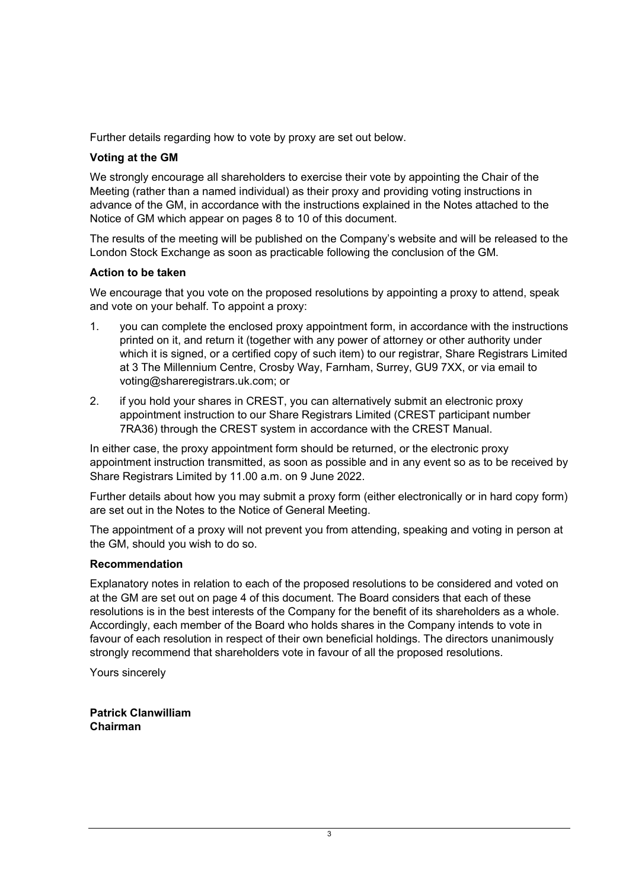Further details regarding how to vote by proxy are set out below.

**Voting at the GM**

We strongly encourage all shareholders to exercise their vote by appointing the Chair of the Meeting (rather than a named individual) as their proxy and providing voting instructions in advance of the GM, in accordance with the instructions explained in the Notes attached to the Notice of GM which appear on pages 8 to 10 of this document.

The results of the meeting will be published on the Company's website and will be released to the London Stock Exchange as soon as practicable following the conclusion of the GM.

**Action to be taken**

We encourage that you vote on the proposed resolutions by appointing a proxy to attend, speak and vote on your behalf. To appoint a proxy:

1. you can complete the enclosed proxy appointment form, in accordance with the instructions printed on it, and return it (together with any power of attorney or other authority under which it is signed, or a certified copy of such item) to our registrar, Share Registrars Limited at 3 The Millennium Centre, Crosby Way, Farnham, Surrey, GU9 7XX, or via email to voting@shareregistrars.uk.com; or
2. if you hold your shares in CREST, you can alternatively submit an electronic proxy appointment instruction to our Share Registrars Limited (CREST participant number 7RA36) through the CREST system in accordance with the CREST Manual.

In either case, the proxy appointment form should be returned, or the electronic proxy appointment instruction transmitted, as soon as possible and in any event so as to be received by Share Registrars Limited by 11.00 a.m. on 9 June 2022.

Further details about how you may submit a proxy form (either electronically or in hard copy form) are set out in the Notes to the Notice of General Meeting.

The appointment of a proxy will not prevent you from attending, speaking and voting in person at the GM, should you wish to do so.

**Recommendation**

Explanatory notes in relation to each of the proposed resolutions to be considered and voted on at the GM are set out on page 4 of this document. The Board considers that each of these resolutions is in the best interests of the Company for the benefit of its shareholders as a whole. Accordingly, each member of the Board who holds shares in the Company intends to vote in favour of each resolution in respect of their own beneficial holdings. The directors unanimously strongly recommend that shareholders vote in favour of all the proposed resolutions.

Yours sincerely

**Patrick Clanwilliam**
**Chairman**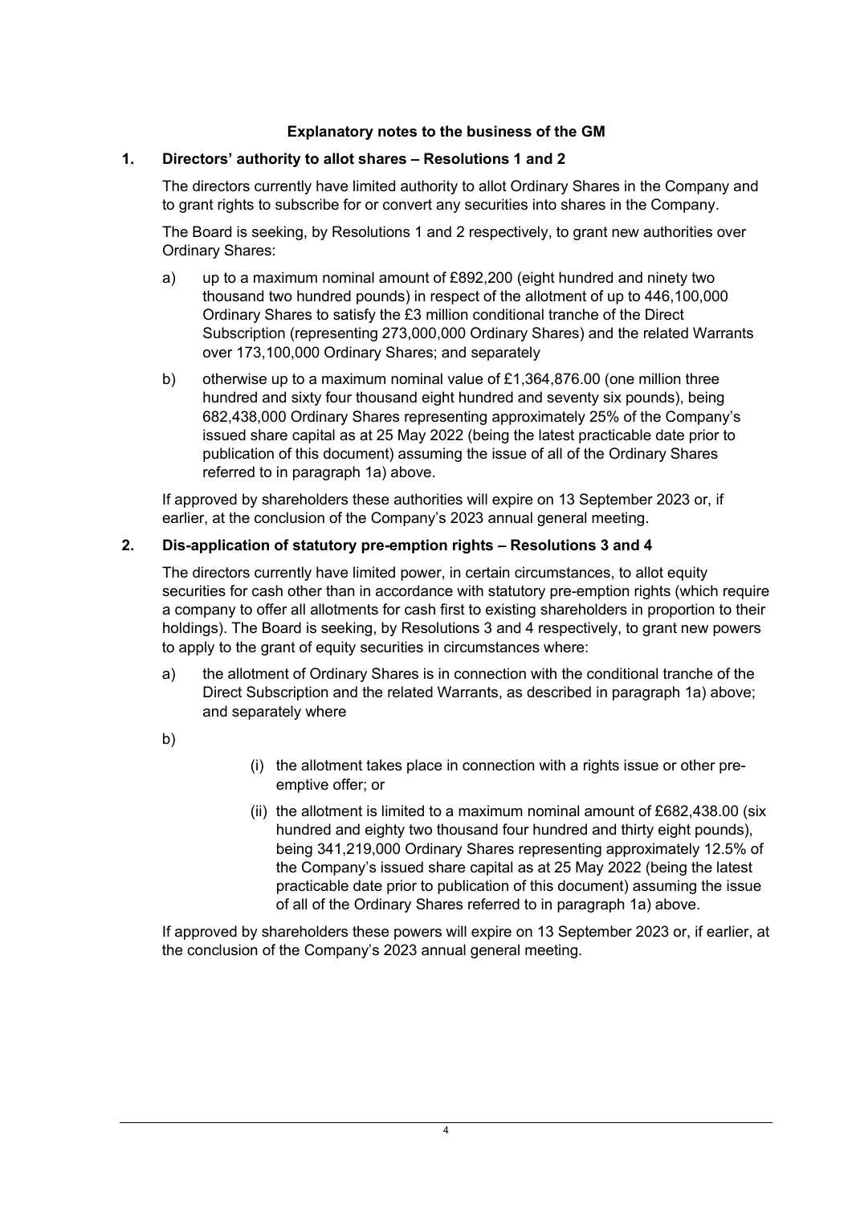**Explanatory notes to the business of the GM**

**1. Directors' authority to allot shares – Resolutions 1 and 2**

The directors currently have limited authority to allot Ordinary Shares in the Company and to grant rights to subscribe for or convert any securities into shares in the Company.

The Board is seeking, by Resolutions 1 and 2 respectively, to grant new authorities over Ordinary Shares:

a) up to a maximum nominal amount of £892,200 (eight hundred and ninety two thousand two hundred pounds) in respect of the allotment of up to 446,100,000 Ordinary Shares to satisfy the £3 million conditional tranche of the Direct Subscription (representing 273,000,000 Ordinary Shares) and the related Warrants over 173,100,000 Ordinary Shares; and separately

b) otherwise up to a maximum nominal value of £1,364,876.00 (one million three hundred and sixty four thousand eight hundred and seventy six pounds), being 682,438,000 Ordinary Shares representing approximately 25% of the Company's issued share capital as at 25 May 2022 (being the latest practicable date prior to publication of this document) assuming the issue of all of the Ordinary Shares referred to in paragraph 1a) above.

If approved by shareholders these authorities will expire on 13 September 2023 or, if earlier, at the conclusion of the Company's 2023 annual general meeting.

**2. Dis-application of statutory pre-emption rights – Resolutions 3 and 4**

The directors currently have limited power, in certain circumstances, to allot equity securities for cash other than in accordance with statutory pre-emption rights (which require a company to offer all allotments for cash first to existing shareholders in proportion to their holdings). The Board is seeking, by Resolutions 3 and 4 respectively, to grant new powers to apply to the grant of equity securities in circumstances where:

a) the allotment of Ordinary Shares is in connection with the conditional tranche of the Direct Subscription and the related Warrants, as described in paragraph 1a) above; and separately where

b)

(i) the allotment takes place in connection with a rights issue or other pre-emptive offer; or

(ii) the allotment is limited to a maximum nominal amount of £682,438.00 (six hundred and eighty two thousand four hundred and thirty eight pounds), being 341,219,000 Ordinary Shares representing approximately 12.5% of the Company's issued share capital as at 25 May 2022 (being the latest practicable date prior to publication of this document) assuming the issue of all of the Ordinary Shares referred to in paragraph 1a) above.

If approved by shareholders these powers will expire on 13 September 2023 or, if earlier, at the conclusion of the Company's 2023 annual general meeting.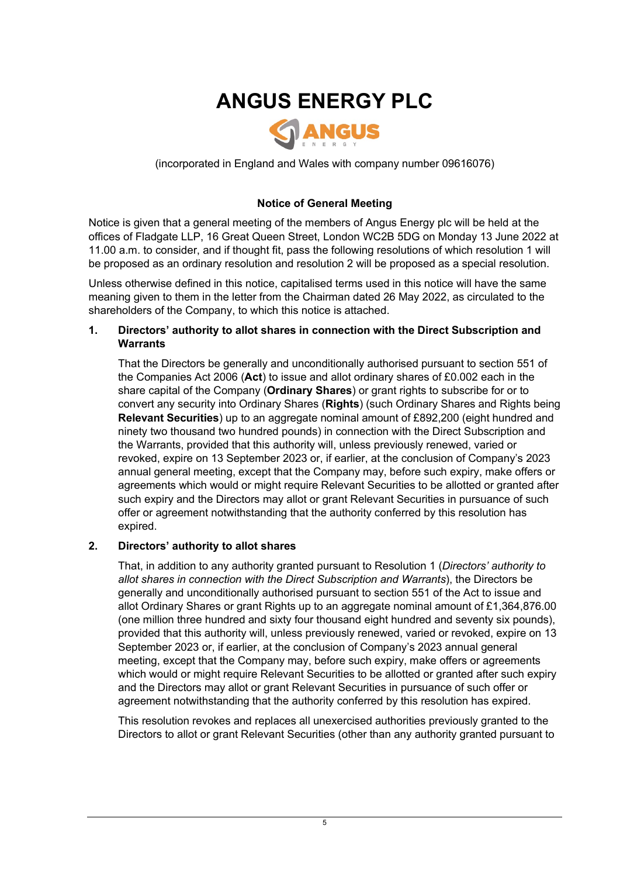# ANGUS ENERGY PLC

(incorporated in England and Wales with company number 09616076)

**Notice of General Meeting**

Notice is given that a general meeting of the members of Angus Energy plc will be held at the offices of Fladgate LLP, 16 Great Queen Street, London WC2B 5DG on Monday 13 June 2022 at 11.00 a.m. to consider, and if thought fit, pass the following resolutions of which resolution 1 will be proposed as an ordinary resolution and resolution 2 will be proposed as a special resolution.

Unless otherwise defined in this notice, capitalised terms used in this notice will have the same meaning given to them in the letter from the Chairman dated 26 May 2022, as circulated to the shareholders of the Company, to which this notice is attached.

**1. Directors' authority to allot shares in connection with the Direct Subscription and Warrants**

That the Directors be generally and unconditionally authorised pursuant to section 551 of the Companies Act 2006 (**Act**) to issue and allot ordinary shares of £0.002 each in the share capital of the Company (**Ordinary Shares**) or grant rights to subscribe for or to convert any security into Ordinary Shares (**Rights**) (such Ordinary Shares and Rights being **Relevant Securities**) up to an aggregate nominal amount of £892,200 (eight hundred and ninety two thousand two hundred pounds) in connection with the Direct Subscription and the Warrants, provided that this authority will, unless previously renewed, varied or revoked, expire on 13 September 2023 or, if earlier, at the conclusion of Company's 2023 annual general meeting, except that the Company may, before such expiry, make offers or agreements which would or might require Relevant Securities to be allotted or granted after such expiry and the Directors may allot or grant Relevant Securities in pursuance of such offer or agreement notwithstanding that the authority conferred by this resolution has expired.

**2. Directors' authority to allot shares**

That, in addition to any authority granted pursuant to Resolution 1 (*Directors' authority to allot shares in connection with the Direct Subscription and Warrants*), the Directors be generally and unconditionally authorised pursuant to section 551 of the Act to issue and allot Ordinary Shares or grant Rights up to an aggregate nominal amount of £1,364,876.00 (one million three hundred and sixty four thousand eight hundred and seventy six pounds), provided that this authority will, unless previously renewed, varied or revoked, expire on 13 September 2023 or, if earlier, at the conclusion of Company's 2023 annual general meeting, except that the Company may, before such expiry, make offers or agreements which would or might require Relevant Securities to be allotted or granted after such expiry and the Directors may allot or grant Relevant Securities in pursuance of such offer or agreement notwithstanding that the authority conferred by this resolution has expired.

This resolution revokes and replaces all unexercised authorities previously granted to the Directors to allot or grant Relevant Securities (other than any authority granted pursuant to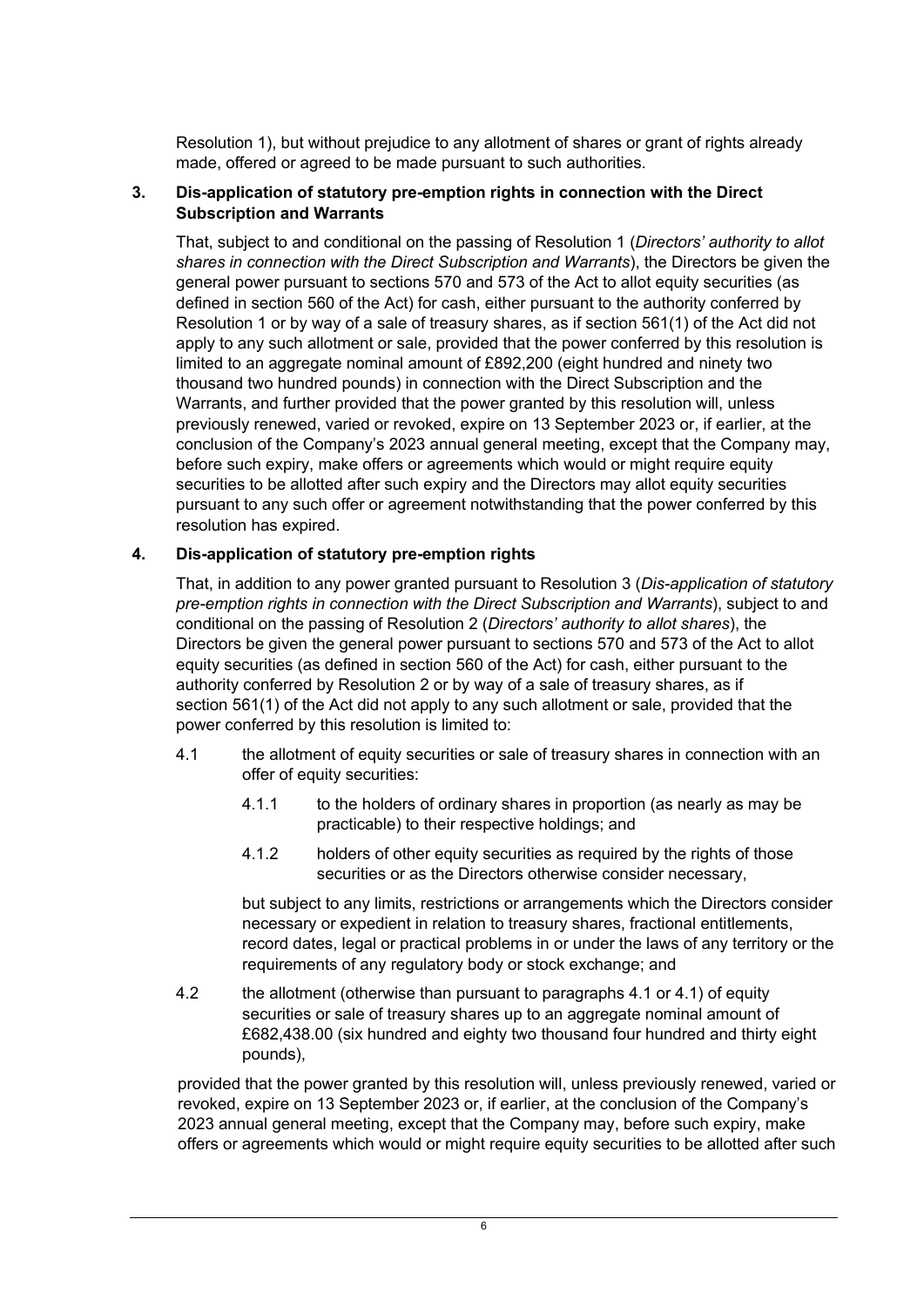Resolution 1), but without prejudice to any allotment of shares or grant of rights already made, offered or agreed to be made pursuant to such authorities.

**3. Dis-application of statutory pre-emption rights in connection with the Direct Subscription and Warrants**

That, subject to and conditional on the passing of Resolution 1 (*Directors' authority to allot shares in connection with the Direct Subscription and Warrants*), the Directors be given the general power pursuant to sections 570 and 573 of the Act to allot equity securities (as defined in section 560 of the Act) for cash, either pursuant to the authority conferred by Resolution 1 or by way of a sale of treasury shares, as if section 561(1) of the Act did not apply to any such allotment or sale, provided that the power conferred by this resolution is limited to an aggregate nominal amount of £892,200 (eight hundred and ninety two thousand two hundred pounds) in connection with the Direct Subscription and the Warrants, and further provided that the power granted by this resolution will, unless previously renewed, varied or revoked, expire on 13 September 2023 or, if earlier, at the conclusion of the Company's 2023 annual general meeting, except that the Company may, before such expiry, make offers or agreements which would or might require equity securities to be allotted after such expiry and the Directors may allot equity securities pursuant to any such offer or agreement notwithstanding that the power conferred by this resolution has expired.

**4. Dis-application of statutory pre-emption rights**

That, in addition to any power granted pursuant to Resolution 3 (*Dis-application of statutory pre-emption rights in connection with the Direct Subscription and Warrants*), subject to and conditional on the passing of Resolution 2 (*Directors' authority to allot shares*), the Directors be given the general power pursuant to sections 570 and 573 of the Act to allot equity securities (as defined in section 560 of the Act) for cash, either pursuant to the authority conferred by Resolution 2 or by way of a sale of treasury shares, as if section 561(1) of the Act did not apply to any such allotment or sale, provided that the power conferred by this resolution is limited to:

4.1 the allotment of equity securities or sale of treasury shares in connection with an offer of equity securities:

4.1.1 to the holders of ordinary shares in proportion (as nearly as may be practicable) to their respective holdings; and

4.1.2 holders of other equity securities as required by the rights of those securities or as the Directors otherwise consider necessary,

but subject to any limits, restrictions or arrangements which the Directors consider necessary or expedient in relation to treasury shares, fractional entitlements, record dates, legal or practical problems in or under the laws of any territory or the requirements of any regulatory body or stock exchange; and

4.2 the allotment (otherwise than pursuant to paragraphs 4.1 or 4.1) of equity securities or sale of treasury shares up to an aggregate nominal amount of £682,438.00 (six hundred and eighty two thousand four hundred and thirty eight pounds),

provided that the power granted by this resolution will, unless previously renewed, varied or revoked, expire on 13 September 2023 or, if earlier, at the conclusion of the Company's 2023 annual general meeting, except that the Company may, before such expiry, make offers or agreements which would or might require equity securities to be allotted after such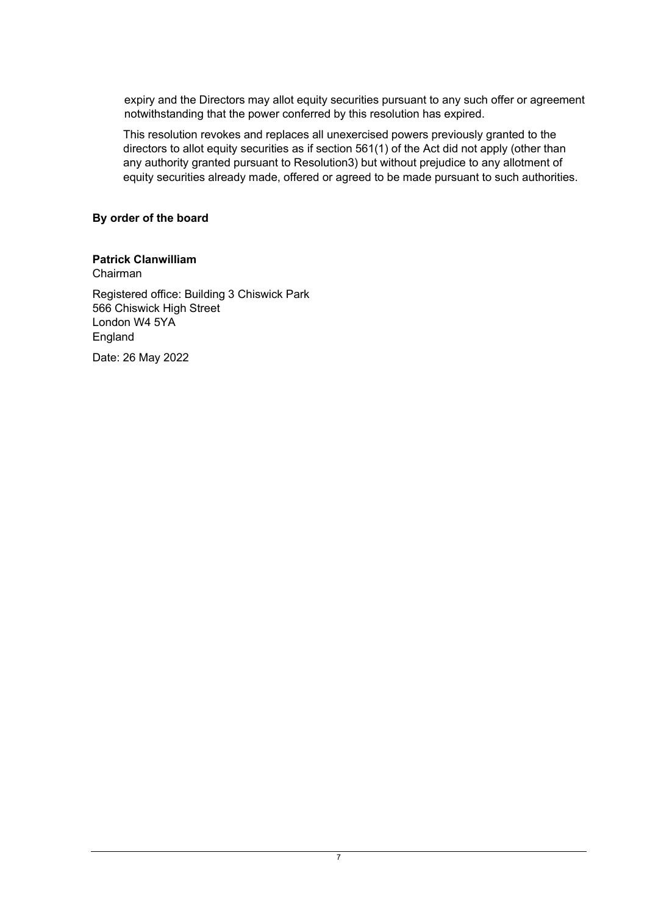expiry and the Directors may allot equity securities pursuant to any such offer or agreement notwithstanding that the power conferred by this resolution has expired.

This resolution revokes and replaces all unexercised powers previously granted to the directors to allot equity securities as if section 561(1) of the Act did not apply (other than any authority granted pursuant to Resolution3) but without prejudice to any allotment of equity securities already made, offered or agreed to be made pursuant to such authorities.

**By order of the board**

**Patrick Clanwilliam**
Chairman

Registered office: Building 3 Chiswick Park
566 Chiswick High Street
London W4 5YA
England

Date: 26 May 2022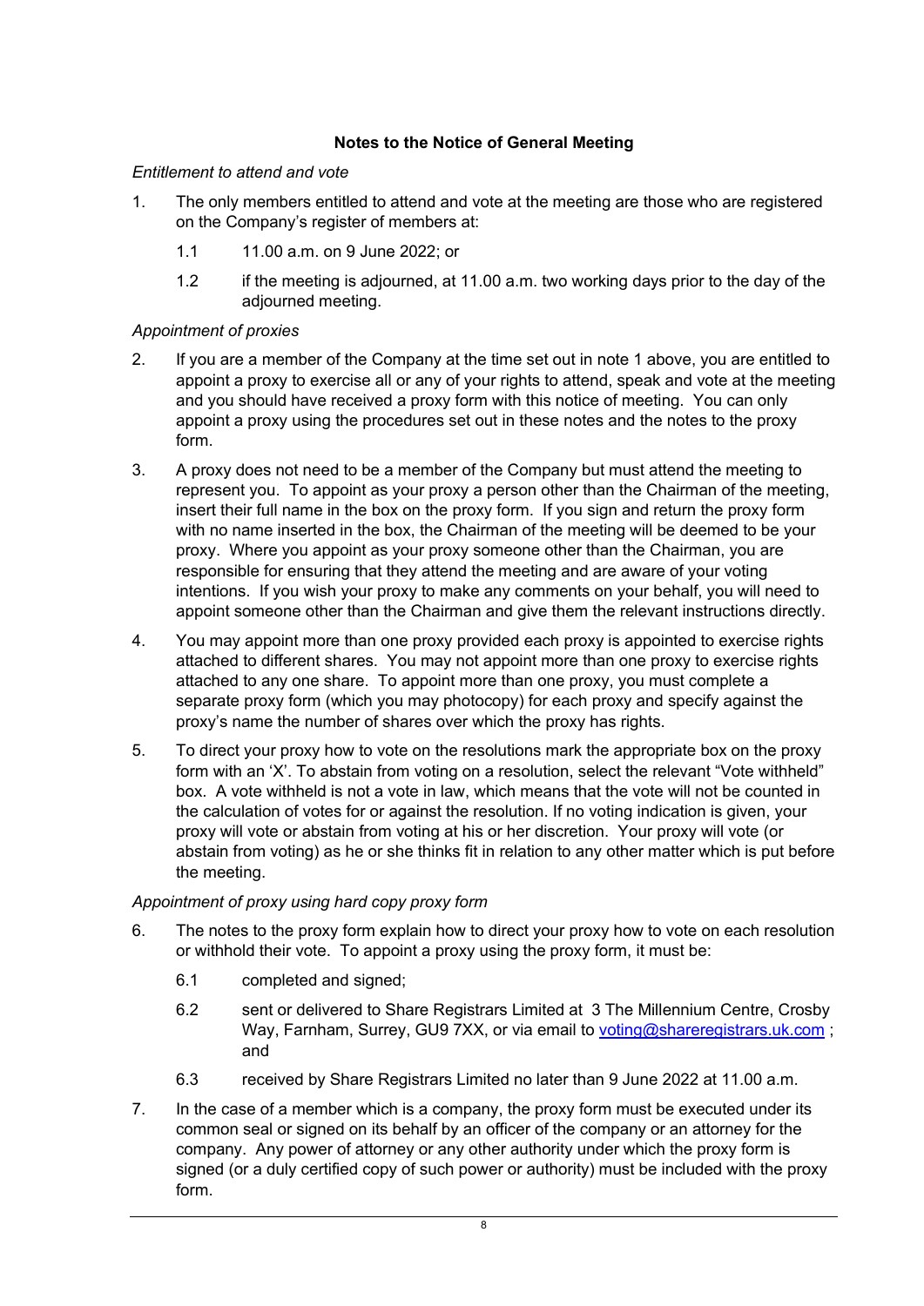### Notes to the Notice of General Meeting

*Entitlement to attend and vote*

1. The only members entitled to attend and vote at the meeting are those who are registered on the Company's register of members at:

   1.1 11.00 a.m. on 9 June 2022; or

   1.2 if the meeting is adjourned, at 11.00 a.m. two working days prior to the day of the adjourned meeting.

*Appointment of proxies*

2. If you are a member of the Company at the time set out in note 1 above, you are entitled to appoint a proxy to exercise all or any of your rights to attend, speak and vote at the meeting and you should have received a proxy form with this notice of meeting. You can only appoint a proxy using the procedures set out in these notes and the notes to the proxy form.

3. A proxy does not need to be a member of the Company but must attend the meeting to represent you. To appoint as your proxy a person other than the Chairman of the meeting, insert their full name in the box on the proxy form. If you sign and return the proxy form with no name inserted in the box, the Chairman of the meeting will be deemed to be your proxy. Where you appoint as your proxy someone other than the Chairman, you are responsible for ensuring that they attend the meeting and are aware of your voting intentions. If you wish your proxy to make any comments on your behalf, you will need to appoint someone other than the Chairman and give them the relevant instructions directly.

4. You may appoint more than one proxy provided each proxy is appointed to exercise rights attached to different shares. You may not appoint more than one proxy to exercise rights attached to any one share. To appoint more than one proxy, you must complete a separate proxy form (which you may photocopy) for each proxy and specify against the proxy's name the number of shares over which the proxy has rights.

5. To direct your proxy how to vote on the resolutions mark the appropriate box on the proxy form with an 'X'. To abstain from voting on a resolution, select the relevant "Vote withheld" box. A vote withheld is not a vote in law, which means that the vote will not be counted in the calculation of votes for or against the resolution. If no voting indication is given, your proxy will vote or abstain from voting at his or her discretion. Your proxy will vote (or abstain from voting) as he or she thinks fit in relation to any other matter which is put before the meeting.

*Appointment of proxy using hard copy proxy form*

6. The notes to the proxy form explain how to direct your proxy how to vote on each resolution or withhold their vote. To appoint a proxy using the proxy form, it must be:

   6.1 completed and signed;

   6.2 sent or delivered to Share Registrars Limited at 3 The Millennium Centre, Crosby Way, Farnham, Surrey, GU9 7XX, or via email to voting@shareregistrars.uk.com ; and

   6.3 received by Share Registrars Limited no later than 9 June 2022 at 11.00 a.m.

7. In the case of a member which is a company, the proxy form must be executed under its common seal or signed on its behalf by an officer of the company or an attorney for the company. Any power of attorney or any other authority under which the proxy form is signed (or a duly certified copy of such power or authority) must be included with the proxy form.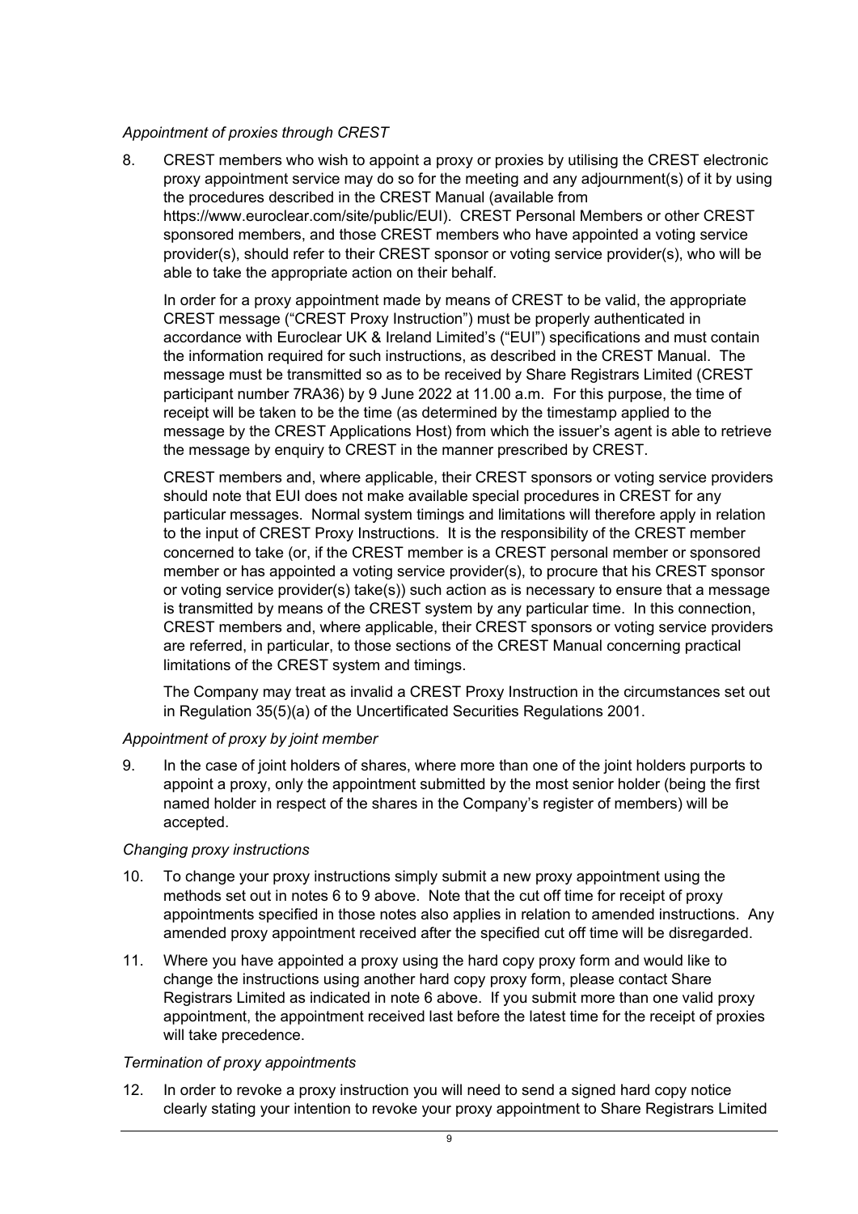*Appointment of proxies through CREST*

8. CREST members who wish to appoint a proxy or proxies by utilising the CREST electronic proxy appointment service may do so for the meeting and any adjournment(s) of it by using the procedures described in the CREST Manual (available from https://www.euroclear.com/site/public/EUI). CREST Personal Members or other CREST sponsored members, and those CREST members who have appointed a voting service provider(s), should refer to their CREST sponsor or voting service provider(s), who will be able to take the appropriate action on their behalf.

   In order for a proxy appointment made by means of CREST to be valid, the appropriate CREST message ("CREST Proxy Instruction") must be properly authenticated in accordance with Euroclear UK & Ireland Limited's ("EUI") specifications and must contain the information required for such instructions, as described in the CREST Manual. The message must be transmitted so as to be received by Share Registrars Limited (CREST participant number 7RA36) by 9 June 2022 at 11.00 a.m. For this purpose, the time of receipt will be taken to be the time (as determined by the timestamp applied to the message by the CREST Applications Host) from which the issuer's agent is able to retrieve the message by enquiry to CREST in the manner prescribed by CREST.

   CREST members and, where applicable, their CREST sponsors or voting service providers should note that EUI does not make available special procedures in CREST for any particular messages. Normal system timings and limitations will therefore apply in relation to the input of CREST Proxy Instructions. It is the responsibility of the CREST member concerned to take (or, if the CREST member is a CREST personal member or sponsored member or has appointed a voting service provider(s), to procure that his CREST sponsor or voting service provider(s) take(s)) such action as is necessary to ensure that a message is transmitted by means of the CREST system by any particular time. In this connection, CREST members and, where applicable, their CREST sponsors or voting service providers are referred, in particular, to those sections of the CREST Manual concerning practical limitations of the CREST system and timings.

   The Company may treat as invalid a CREST Proxy Instruction in the circumstances set out in Regulation 35(5)(a) of the Uncertificated Securities Regulations 2001.

*Appointment of proxy by joint member*

9. In the case of joint holders of shares, where more than one of the joint holders purports to appoint a proxy, only the appointment submitted by the most senior holder (being the first named holder in respect of the shares in the Company's register of members) will be accepted.

*Changing proxy instructions*

10. To change your proxy instructions simply submit a new proxy appointment using the methods set out in notes 6 to 9 above. Note that the cut off time for receipt of proxy appointments specified in those notes also applies in relation to amended instructions. Any amended proxy appointment received after the specified cut off time will be disregarded.

11. Where you have appointed a proxy using the hard copy proxy form and would like to change the instructions using another hard copy proxy form, please contact Share Registrars Limited as indicated in note 6 above. If you submit more than one valid proxy appointment, the appointment received last before the latest time for the receipt of proxies will take precedence.

*Termination of proxy appointments*

12. In order to revoke a proxy instruction you will need to send a signed hard copy notice clearly stating your intention to revoke your proxy appointment to Share Registrars Limited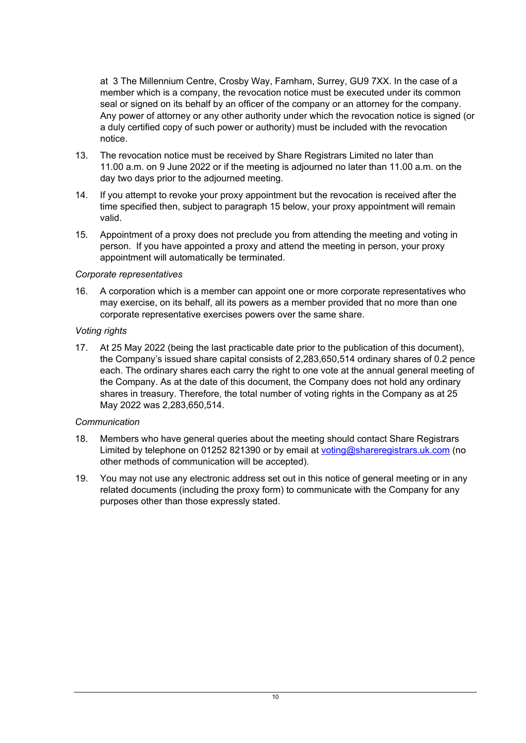at 3 The Millennium Centre, Crosby Way, Farnham, Surrey, GU9 7XX. In the case of a member which is a company, the revocation notice must be executed under its common seal or signed on its behalf by an officer of the company or an attorney for the company. Any power of attorney or any other authority under which the revocation notice is signed (or a duly certified copy of such power or authority) must be included with the revocation notice.

13. The revocation notice must be received by Share Registrars Limited no later than 11.00 a.m. on 9 June 2022 or if the meeting is adjourned no later than 11.00 a.m. on the day two days prior to the adjourned meeting.

14. If you attempt to revoke your proxy appointment but the revocation is received after the time specified then, subject to paragraph 15 below, your proxy appointment will remain valid.

15. Appointment of a proxy does not preclude you from attending the meeting and voting in person. If you have appointed a proxy and attend the meeting in person, your proxy appointment will automatically be terminated.

*Corporate representatives*

16. A corporation which is a member can appoint one or more corporate representatives who may exercise, on its behalf, all its powers as a member provided that no more than one corporate representative exercises powers over the same share.

*Voting rights*

17. At 25 May 2022 (being the last practicable date prior to the publication of this document), the Company's issued share capital consists of 2,283,650,514 ordinary shares of 0.2 pence each. The ordinary shares each carry the right to one vote at the annual general meeting of the Company. As at the date of this document, the Company does not hold any ordinary shares in treasury. Therefore, the total number of voting rights in the Company as at 25 May 2022 was 2,283,650,514.

*Communication*

18. Members who have general queries about the meeting should contact Share Registrars Limited by telephone on 01252 821390 or by email at voting@shareregistrars.uk.com (no other methods of communication will be accepted).

19. You may not use any electronic address set out in this notice of general meeting or in any related documents (including the proxy form) to communicate with the Company for any purposes other than those expressly stated.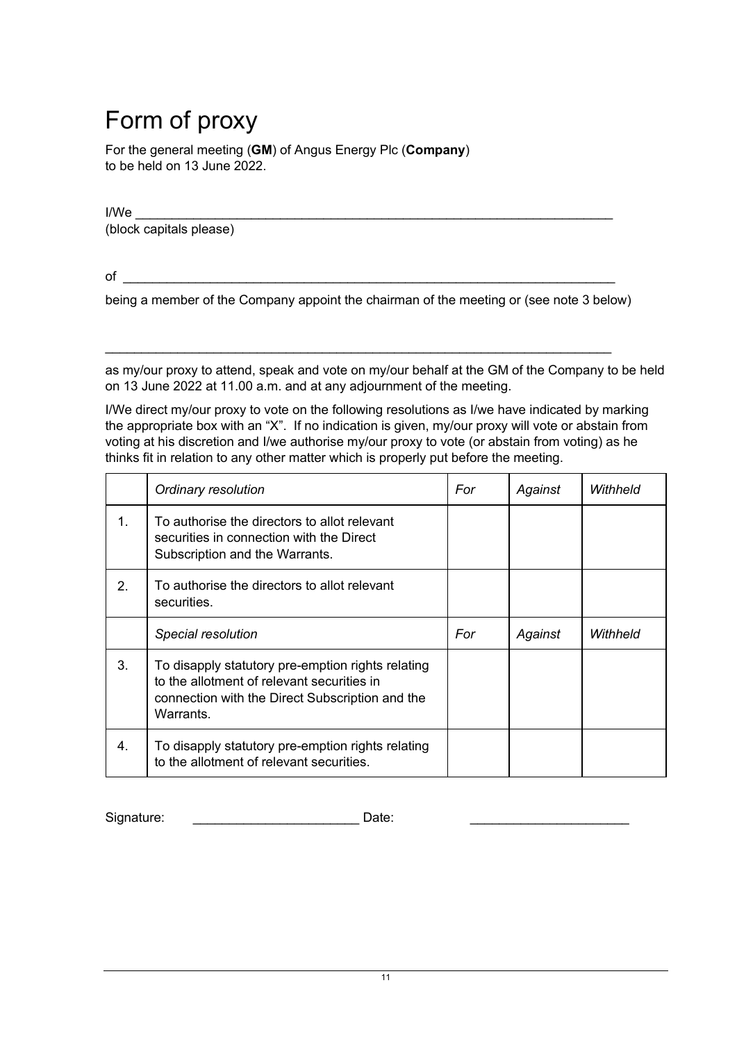# Form of proxy

For the general meeting (**GM**) of Angus Energy Plc (**Company**) to be held on 13 June 2022.

I/We ______________________________________________________________________
(block capitals please)

of ______________________________________________________________________

being a member of the Company appoint the chairman of the meeting or (see note 3 below)

______________________________________________________________________

as my/our proxy to attend, speak and vote on my/our behalf at the GM of the Company to be held on 13 June 2022 at 11.00 a.m. and at any adjournment of the meeting.

I/We direct my/our proxy to vote on the following resolutions as I/we have indicated by marking the appropriate box with an "X". If no indication is given, my/our proxy will vote or abstain from voting at his discretion and I/we authorise my/our proxy to vote (or abstain from voting) as he thinks fit in relation to any other matter which is properly put before the meeting.

| | *Ordinary resolution* | *For* | *Against* | *Withheld* |
|---|---|---|---|---|
| 1. | To authorise the directors to allot relevant securities in connection with the Direct Subscription and the Warrants. | | | |
| 2. | To authorise the directors to allot relevant securities. | | | |
| | *Special resolution* | *For* | *Against* | *Withheld* |
| 3. | To disapply statutory pre-emption rights relating to the allotment of relevant securities in connection with the Direct Subscription and the Warrants. | | | |
| 4. | To disapply statutory pre-emption rights relating to the allotment of relevant securities. | | | |

Signature: _______________________ Date: _______________________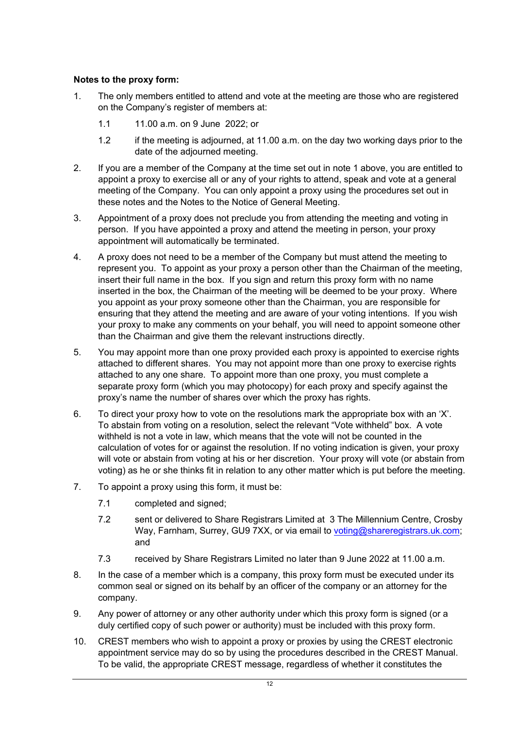**Notes to the proxy form:**

1. The only members entitled to attend and vote at the meeting are those who are registered on the Company's register of members at:

   1.1 11.00 a.m. on 9 June 2022; or

   1.2 if the meeting is adjourned, at 11.00 a.m. on the day two working days prior to the date of the adjourned meeting.

2. If you are a member of the Company at the time set out in note 1 above, you are entitled to appoint a proxy to exercise all or any of your rights to attend, speak and vote at a general meeting of the Company. You can only appoint a proxy using the procedures set out in these notes and the Notes to the Notice of General Meeting.

3. Appointment of a proxy does not preclude you from attending the meeting and voting in person. If you have appointed a proxy and attend the meeting in person, your proxy appointment will automatically be terminated.

4. A proxy does not need to be a member of the Company but must attend the meeting to represent you. To appoint as your proxy a person other than the Chairman of the meeting, insert their full name in the box. If you sign and return this proxy form with no name inserted in the box, the Chairman of the meeting will be deemed to be your proxy. Where you appoint as your proxy someone other than the Chairman, you are responsible for ensuring that they attend the meeting and are aware of your voting intentions. If you wish your proxy to make any comments on your behalf, you will need to appoint someone other than the Chairman and give them the relevant instructions directly.

5. You may appoint more than one proxy provided each proxy is appointed to exercise rights attached to different shares. You may not appoint more than one proxy to exercise rights attached to any one share. To appoint more than one proxy, you must complete a separate proxy form (which you may photocopy) for each proxy and specify against the proxy's name the number of shares over which the proxy has rights.

6. To direct your proxy how to vote on the resolutions mark the appropriate box with an 'X'. To abstain from voting on a resolution, select the relevant "Vote withheld" box. A vote withheld is not a vote in law, which means that the vote will not be counted in the calculation of votes for or against the resolution. If no voting indication is given, your proxy will vote or abstain from voting at his or her discretion. Your proxy will vote (or abstain from voting) as he or she thinks fit in relation to any other matter which is put before the meeting.

7. To appoint a proxy using this form, it must be:

   7.1 completed and signed;

   7.2 sent or delivered to Share Registrars Limited at 3 The Millennium Centre, Crosby Way, Farnham, Surrey, GU9 7XX, or via email to voting@shareregistrars.uk.com; and

   7.3 received by Share Registrars Limited no later than 9 June 2022 at 11.00 a.m.

8. In the case of a member which is a company, this proxy form must be executed under its common seal or signed on its behalf by an officer of the company or an attorney for the company.

9. Any power of attorney or any other authority under which this proxy form is signed (or a duly certified copy of such power or authority) must be included with this proxy form.

10. CREST members who wish to appoint a proxy or proxies by using the CREST electronic appointment service may do so by using the procedures described in the CREST Manual. To be valid, the appropriate CREST message, regardless of whether it constitutes the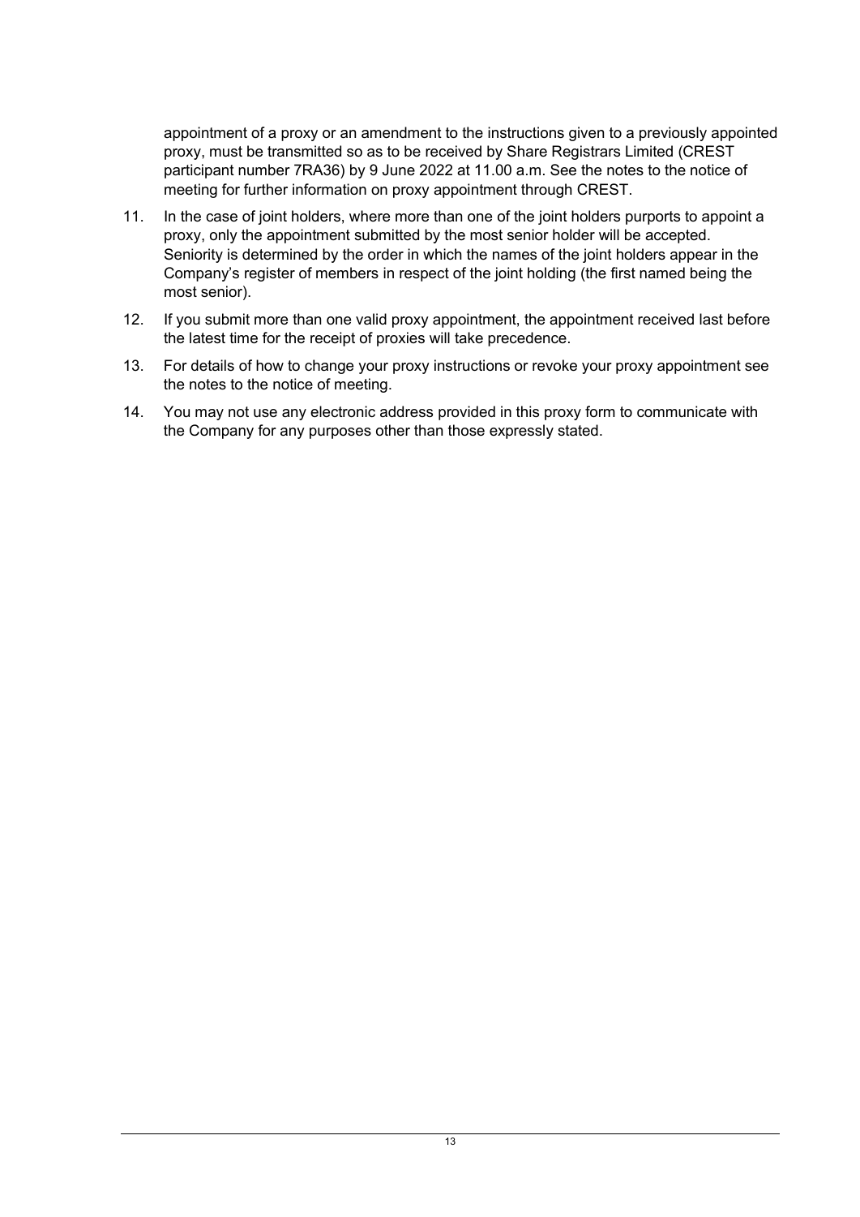appointment of a proxy or an amendment to the instructions given to a previously appointed proxy, must be transmitted so as to be received by Share Registrars Limited (CREST participant number 7RA36) by 9 June 2022 at 11.00 a.m. See the notes to the notice of meeting for further information on proxy appointment through CREST.

11. In the case of joint holders, where more than one of the joint holders purports to appoint a proxy, only the appointment submitted by the most senior holder will be accepted. Seniority is determined by the order in which the names of the joint holders appear in the Company's register of members in respect of the joint holding (the first named being the most senior).

12. If you submit more than one valid proxy appointment, the appointment received last before the latest time for the receipt of proxies will take precedence.

13. For details of how to change your proxy instructions or revoke your proxy appointment see the notes to the notice of meeting.

14. You may not use any electronic address provided in this proxy form to communicate with the Company for any purposes other than those expressly stated.